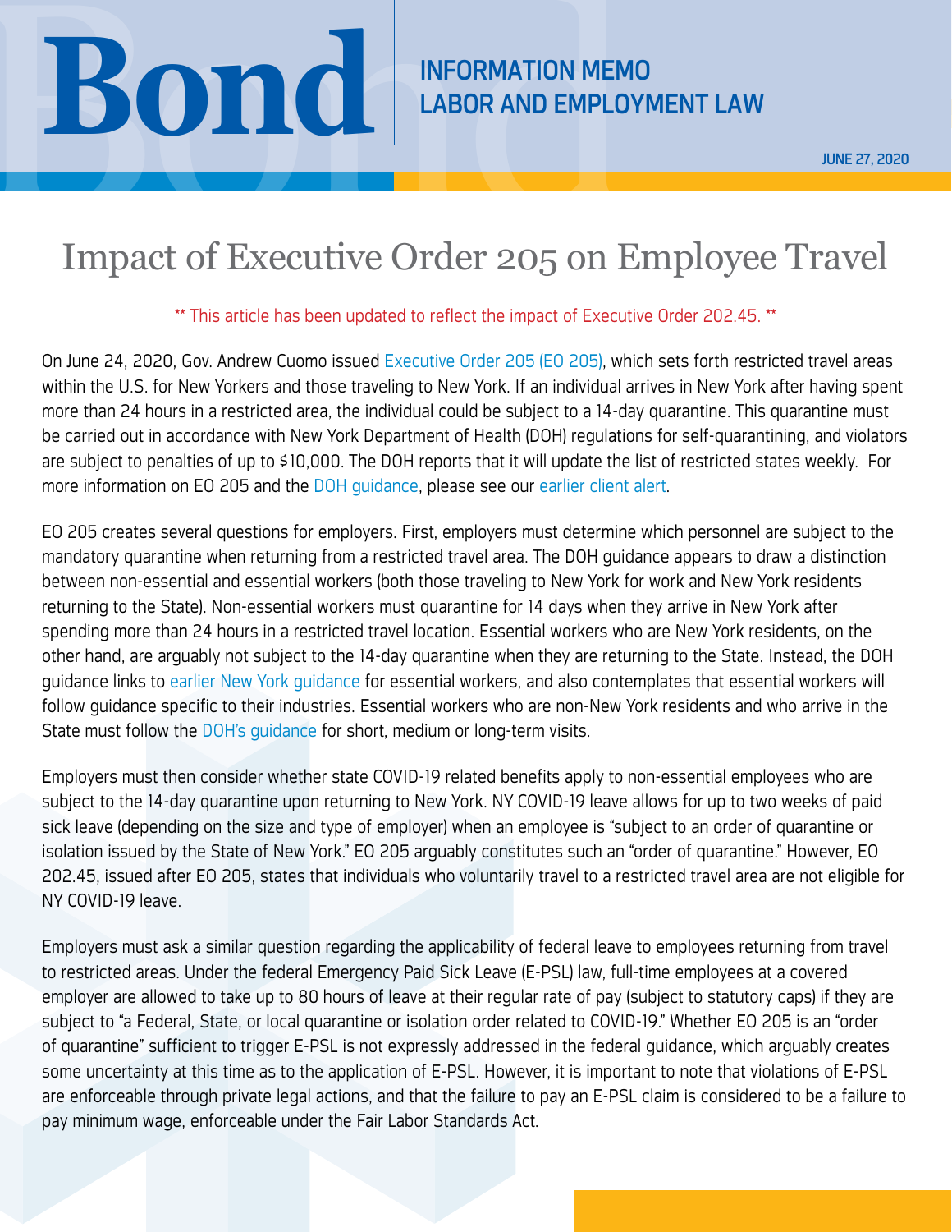Bond

INFORMATION MEMO
LABOR AND EMPLOYMENT LAW

JUNE 27, 2020

# Impact of Executive Order 205 on Employee Travel

** This article has been updated to reflect the impact of Executive Order 202.45. **

On June 24, 2020, Gov. Andrew Cuomo issued Executive Order 205 (EO 205), which sets forth restricted travel areas within the U.S. for New Yorkers and those traveling to New York. If an individual arrives in New York after having spent more than 24 hours in a restricted area, the individual could be subject to a 14-day quarantine. This quarantine must be carried out in accordance with New York Department of Health (DOH) regulations for self-quarantining, and violators are subject to penalties of up to $10,000. The DOH reports that it will update the list of restricted states weekly. For more information on EO 205 and the DOH guidance, please see our earlier client alert.

EO 205 creates several questions for employers. First, employers must determine which personnel are subject to the mandatory quarantine when returning from a restricted travel area. The DOH guidance appears to draw a distinction between non-essential and essential workers (both those traveling to New York for work and New York residents returning to the State). Non-essential workers must quarantine for 14 days when they arrive in New York after spending more than 24 hours in a restricted travel location. Essential workers who are New York residents, on the other hand, are arguably not subject to the 14-day quarantine when they are returning to the State. Instead, the DOH guidance links to earlier New York guidance for essential workers, and also contemplates that essential workers will follow guidance specific to their industries. Essential workers who are non-New York residents and who arrive in the State must follow the DOH's guidance for short, medium or long-term visits.

Employers must then consider whether state COVID-19 related benefits apply to non-essential employees who are subject to the 14-day quarantine upon returning to New York. NY COVID-19 leave allows for up to two weeks of paid sick leave (depending on the size and type of employer) when an employee is "subject to an order of quarantine or isolation issued by the State of New York." EO 205 arguably constitutes such an "order of quarantine." However, EO 202.45, issued after EO 205, states that individuals who voluntarily travel to a restricted travel area are not eligible for NY COVID-19 leave.

Employers must ask a similar question regarding the applicability of federal leave to employees returning from travel to restricted areas. Under the federal Emergency Paid Sick Leave (E-PSL) law, full-time employees at a covered employer are allowed to take up to 80 hours of leave at their regular rate of pay (subject to statutory caps) if they are subject to "a Federal, State, or local quarantine or isolation order related to COVID-19." Whether EO 205 is an "order of quarantine" sufficient to trigger E-PSL is not expressly addressed in the federal guidance, which arguably creates some uncertainty at this time as to the application of E-PSL. However, it is important to note that violations of E-PSL are enforceable through private legal actions, and that the failure to pay an E-PSL claim is considered to be a failure to pay minimum wage, enforceable under the Fair Labor Standards Act.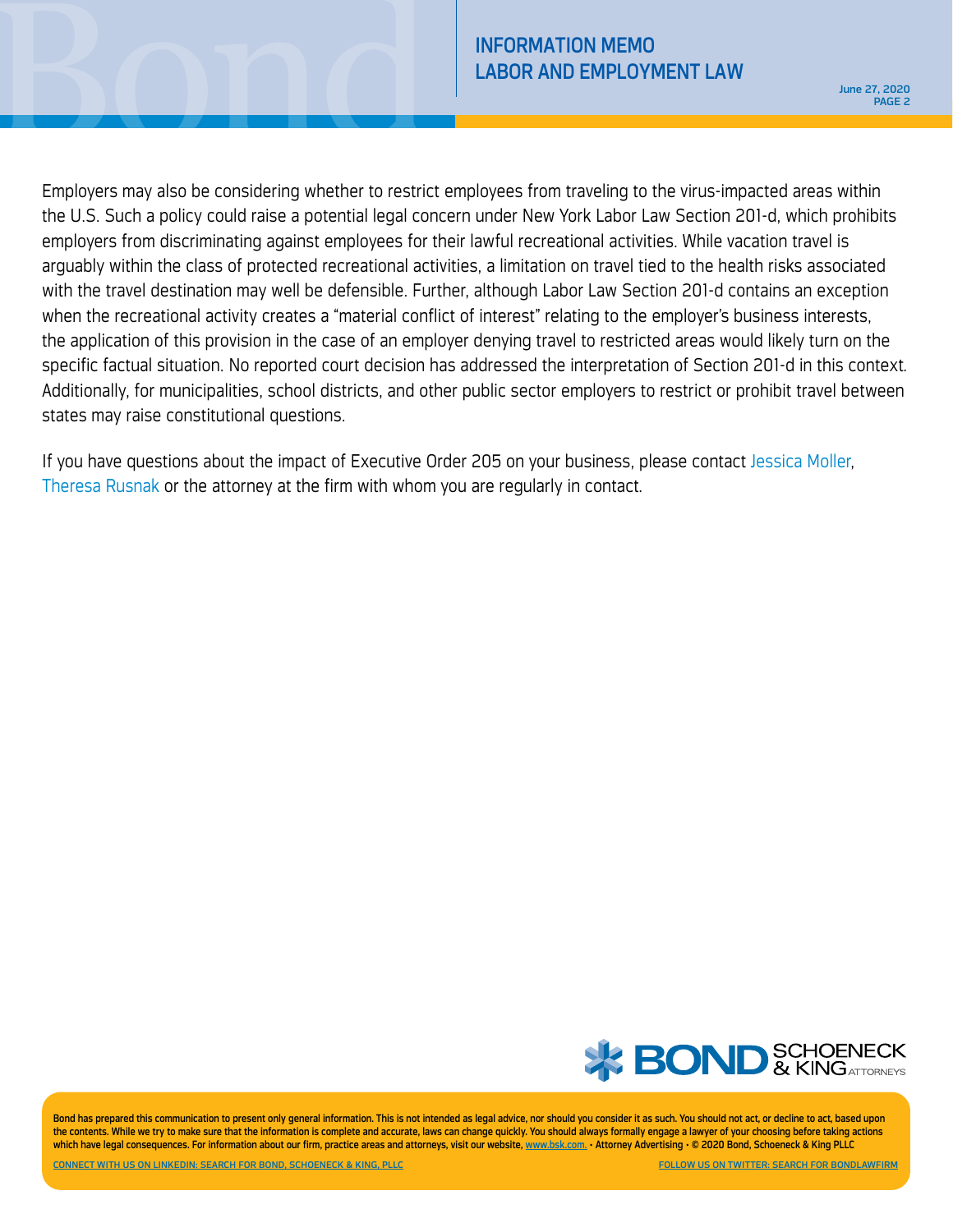Employers may also be considering whether to restrict employees from traveling to the virus-impacted areas within the U.S. Such a policy could raise a potential legal concern under New York Labor Law Section 201-d, which prohibits employers from discriminating against employees for their lawful recreational activities. While vacation travel is arguably within the class of protected recreational activities, a limitation on travel tied to the health risks associated with the travel destination may well be defensible. Further, although Labor Law Section 201-d contains an exception when the recreational activity creates a "material conflict of interest" relating to the employer's business interests, the application of this provision in the case of an employer denying travel to restricted areas would likely turn on the specific factual situation. No reported court decision has addressed the interpretation of Section 201-d in this context. Additionally, for municipalities, school districts, and other public sector employers to restrict or prohibit travel between states may raise constitutional questions.

If you have questions about the impact of Executive Order 205 on your business, please contact Jessica Moller, Theresa Rusnak or the attorney at the firm with whom you are regularly in contact.

Bond has prepared this communication to present only general information. This is not intended as legal advice, nor should you consider it as such. You should not act, or decline to act, based upon the contents. While we try to make sure that the information is complete and accurate, laws can change quickly. You should always formally engage a lawyer of your choosing before taking actions which have legal consequences. For information about our firm, practice areas and attorneys, visit our website, www.bsk.com. • Attorney Advertising • © 2020 Bond, Schoeneck & King PLLC

CONNECT WITH US ON LINKEDIN: SEARCH FOR BOND, SCHOENECK & KING, PLLC

FOLLOW US ON TWITTER: SEARCH FOR BONDLAWFIRM